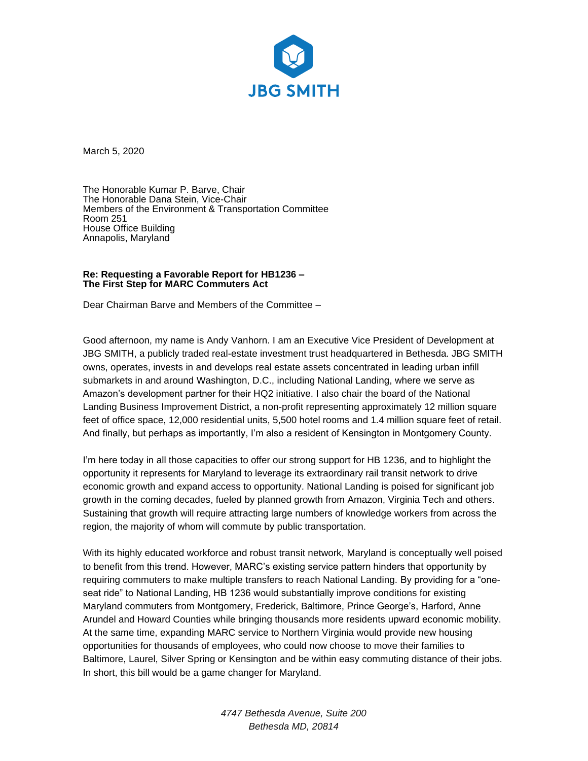**JBG SMITH**

March 5, 2020

The Honorable Kumar P. Barve, Chair
The Honorable Dana Stein, Vice-Chair
Members of the Environment & Transportation Committee
Room 251
House Office Building
Annapolis, Maryland

**Re: Requesting a Favorable Report for HB1236 –**
**The First Step for MARC Commuters Act**

Dear Chairman Barve and Members of the Committee –

Good afternoon, my name is Andy Vanhorn. I am an Executive Vice President of Development at JBG SMITH, a publicly traded real-estate investment trust headquartered in Bethesda. JBG SMITH owns, operates, invests in and develops real estate assets concentrated in leading urban infill submarkets in and around Washington, D.C., including National Landing, where we serve as Amazon's development partner for their HQ2 initiative. I also chair the board of the National Landing Business Improvement District, a non-profit representing approximately 12 million square feet of office space, 12,000 residential units, 5,500 hotel rooms and 1.4 million square feet of retail. And finally, but perhaps as importantly, I'm also a resident of Kensington in Montgomery County.

I'm here today in all those capacities to offer our strong support for HB 1236, and to highlight the opportunity it represents for Maryland to leverage its extraordinary rail transit network to drive economic growth and expand access to opportunity. National Landing is poised for significant job growth in the coming decades, fueled by planned growth from Amazon, Virginia Tech and others. Sustaining that growth will require attracting large numbers of knowledge workers from across the region, the majority of whom will commute by public transportation.

With its highly educated workforce and robust transit network, Maryland is conceptually well poised to benefit from this trend. However, MARC's existing service pattern hinders that opportunity by requiring commuters to make multiple transfers to reach National Landing. By providing for a "one-seat ride" to National Landing, HB 1236 would substantially improve conditions for existing Maryland commuters from Montgomery, Frederick, Baltimore, Prince George's, Harford, Anne Arundel and Howard Counties while bringing thousands more residents upward economic mobility. At the same time, expanding MARC service to Northern Virginia would provide new housing opportunities for thousands of employees, who could now choose to move their families to Baltimore, Laurel, Silver Spring or Kensington and be within easy commuting distance of their jobs. In short, this bill would be a game changer for Maryland.

*4747 Bethesda Avenue, Suite 200*
*Bethesda MD, 20814*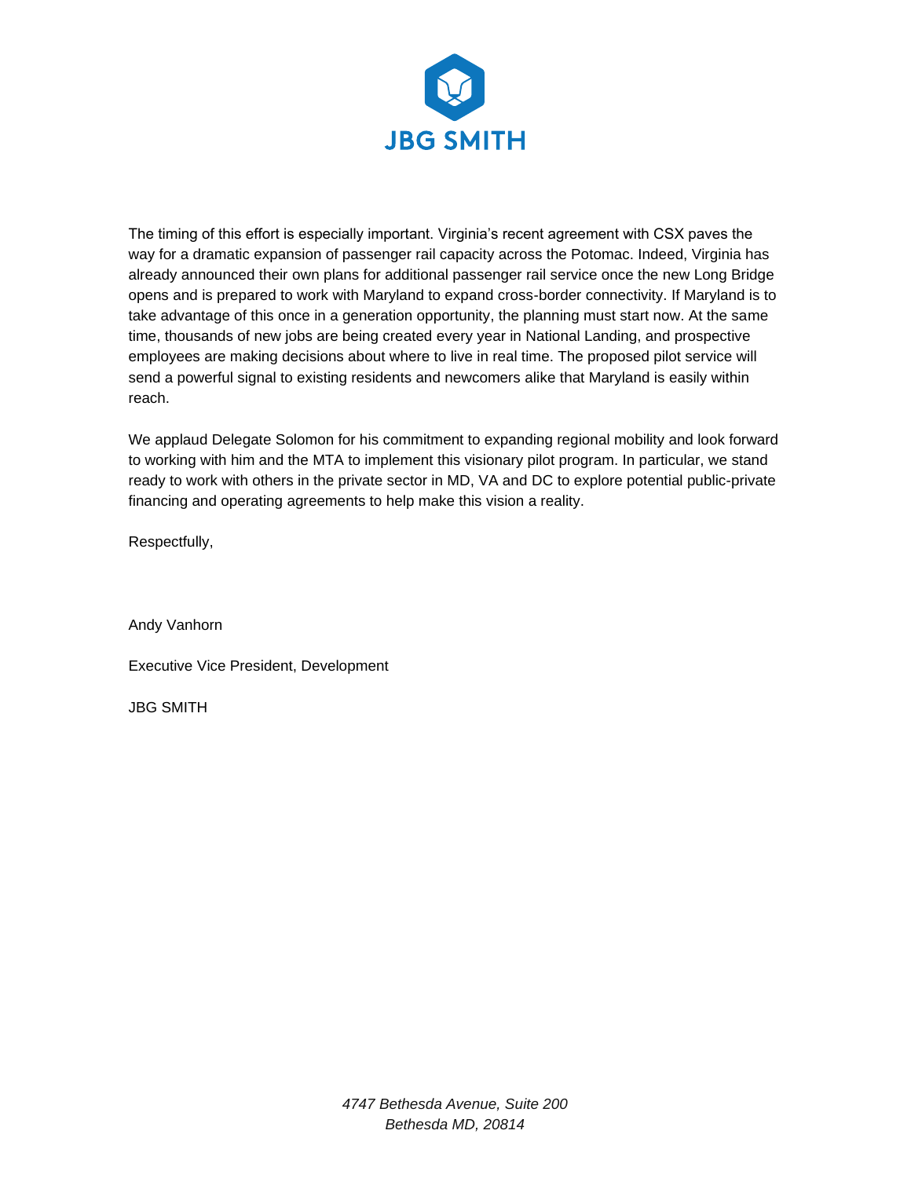JBG SMITH

The timing of this effort is especially important. Virginia's recent agreement with CSX paves the way for a dramatic expansion of passenger rail capacity across the Potomac. Indeed, Virginia has already announced their own plans for additional passenger rail service once the new Long Bridge opens and is prepared to work with Maryland to expand cross-border connectivity. If Maryland is to take advantage of this once in a generation opportunity, the planning must start now. At the same time, thousands of new jobs are being created every year in National Landing, and prospective employees are making decisions about where to live in real time. The proposed pilot service will send a powerful signal to existing residents and newcomers alike that Maryland is easily within reach.

We applaud Delegate Solomon for his commitment to expanding regional mobility and look forward to working with him and the MTA to implement this visionary pilot program. In particular, we stand ready to work with others in the private sector in MD, VA and DC to explore potential public-private financing and operating agreements to help make this vision a reality.

Respectfully,

Andy Vanhorn

Executive Vice President, Development

JBG SMITH

*4747 Bethesda Avenue, Suite 200*
*Bethesda MD, 20814*